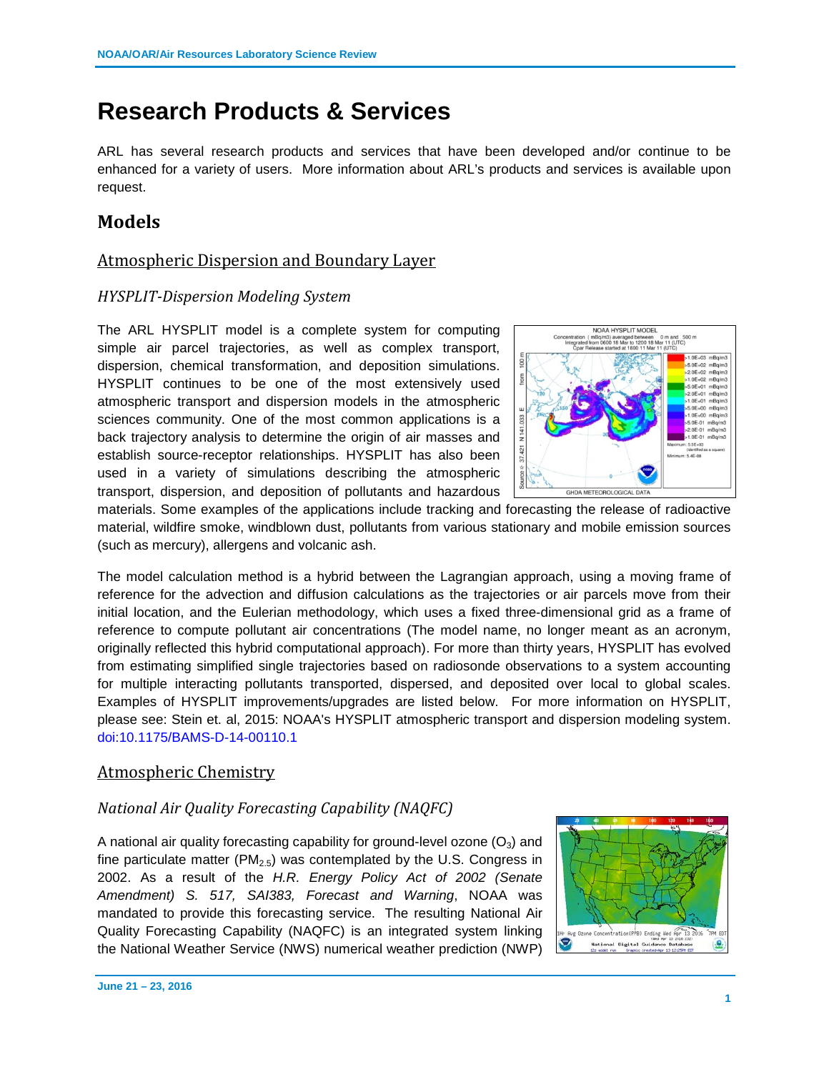# Research Products & Services

ARL has several research products and services that have been developed and/or continue to be enhanced for a variety of users. More information about ARL's products and services is available upon request.

## Models

### Atmospheric Dispersion and Boundary Layer

#### *HYSPLIT-Dispersion Modeling System*

The ARL HYSPLIT model is a complete system for computing simple air parcel trajectories, as well as complex transport, dispersion, chemical transformation, and deposition simulations. HYSPLIT continues to be one of the most extensively used atmospheric transport and dispersion models in the atmospheric sciences community. One of the most common applications is a back trajectory analysis to determine the origin of air masses and establish source-receptor relationships. HYSPLIT has also been used in a variety of simulations describing the atmospheric transport, dispersion, and deposition of pollutants and hazardous materials. Some examples of the applications include tracking and forecasting the release of radioactive material, wildfire smoke, windblown dust, pollutants from various stationary and mobile emission sources (such as mercury), allergens and volcanic ash.

The model calculation method is a hybrid between the Lagrangian approach, using a moving frame of reference for the advection and diffusion calculations as the trajectories or air parcels move from their initial location, and the Eulerian methodology, which uses a fixed three-dimensional grid as a frame of reference to compute pollutant air concentrations (The model name, no longer meant as an acronym, originally reflected this hybrid computational approach). For more than thirty years, HYSPLIT has evolved from estimating simplified single trajectories based on radiosonde observations to a system accounting for multiple interacting pollutants transported, dispersed, and deposited over local to global scales. Examples of HYSPLIT improvements/upgrades are listed below. For more information on HYSPLIT, please see: Stein et. al, 2015: NOAA's HYSPLIT atmospheric transport and dispersion modeling system. doi:10.1175/BAMS-D-14-00110.1

### Atmospheric Chemistry

#### *National Air Quality Forecasting Capability (NAQFC)*

A national air quality forecasting capability for ground-level ozone ($O_3$) and fine particulate matter ($PM_{2.5}$) was contemplated by the U.S. Congress in 2002. As a result of the *H.R. Energy Policy Act of 2002 (Senate Amendment) S. 517, SAI383, Forecast and Warning*, NOAA was mandated to provide this forecasting service. The resulting National Air Quality Forecasting Capability (NAQFC) is an integrated system linking the National Weather Service (NWS) numerical weather prediction (NWP)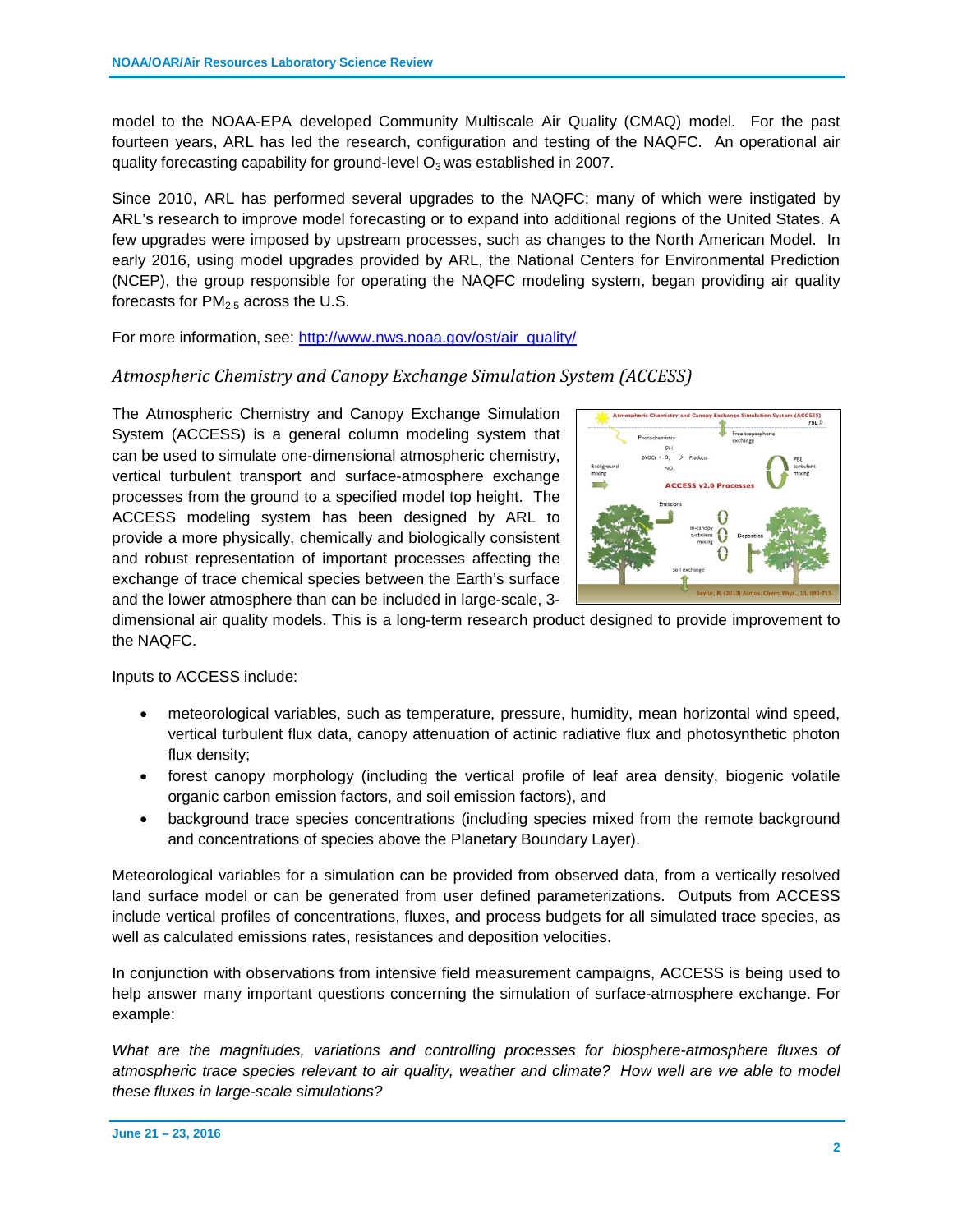model to the NOAA-EPA developed Community Multiscale Air Quality (CMAQ) model. For the past fourteen years, ARL has led the research, configuration and testing of the NAQFC. An operational air quality forecasting capability for ground-level $O_3$ was established in 2007.

Since 2010, ARL has performed several upgrades to the NAQFC; many of which were instigated by ARL's research to improve model forecasting or to expand into additional regions of the United States. A few upgrades were imposed by upstream processes, such as changes to the North American Model. In early 2016, using model upgrades provided by ARL, the National Centers for Environmental Prediction (NCEP), the group responsible for operating the NAQFC modeling system, began providing air quality forecasts for $PM_{2.5}$ across the U.S.

For more information, see: [http://www.nws.noaa.gov/ost/air_quality/](http://www.nws.noaa.gov/ost/air_quality/)

### *Atmospheric Chemistry and Canopy Exchange Simulation System (ACCESS)*

The Atmospheric Chemistry and Canopy Exchange Simulation System (ACCESS) is a general column modeling system that can be used to simulate one-dimensional atmospheric chemistry, vertical turbulent transport and surface-atmosphere exchange processes from the ground to a specified model top height. The ACCESS modeling system has been designed by ARL to provide a more physically, chemically and biologically consistent and robust representation of important processes affecting the exchange of trace chemical species between the Earth's surface and the lower atmosphere than can be included in large-scale, 3-dimensional air quality models. This is a long-term research product designed to provide improvement to the NAQFC.

Inputs to ACCESS include:

- meteorological variables, such as temperature, pressure, humidity, mean horizontal wind speed, vertical turbulent flux data, canopy attenuation of actinic radiative flux and photosynthetic photon flux density;
- forest canopy morphology (including the vertical profile of leaf area density, biogenic volatile organic carbon emission factors, and soil emission factors), and
- background trace species concentrations (including species mixed from the remote background and concentrations of species above the Planetary Boundary Layer).

Meteorological variables for a simulation can be provided from observed data, from a vertically resolved land surface model or can be generated from user defined parameterizations. Outputs from ACCESS include vertical profiles of concentrations, fluxes, and process budgets for all simulated trace species, as well as calculated emissions rates, resistances and deposition velocities.

In conjunction with observations from intensive field measurement campaigns, ACCESS is being used to help answer many important questions concerning the simulation of surface-atmosphere exchange. For example:

*What are the magnitudes, variations and controlling processes for biosphere-atmosphere fluxes of atmospheric trace species relevant to air quality, weather and climate? How well are we able to model these fluxes in large-scale simulations?*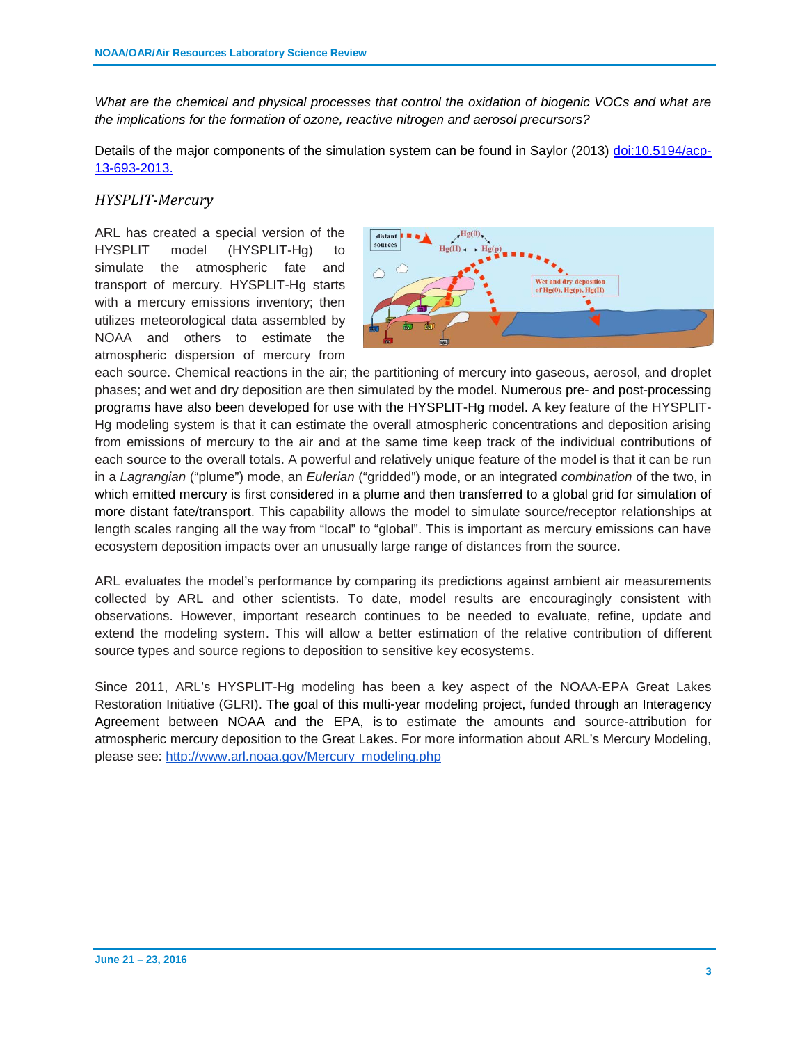*What are the chemical and physical processes that control the oxidation of biogenic VOCs and what are the implications for the formation of ozone, reactive nitrogen and aerosol precursors?*

Details of the major components of the simulation system can be found in Saylor (2013) doi:10.5194/acp-13-693-2013.

### *HYSPLIT-Mercury*

ARL has created a special version of the HYSPLIT model (HYSPLIT-Hg) to simulate the atmospheric fate and transport of mercury. HYSPLIT-Hg starts with a mercury emissions inventory; then utilizes meteorological data assembled by NOAA and others to estimate the atmospheric dispersion of mercury from each source. Chemical reactions in the air; the partitioning of mercury into gaseous, aerosol, and droplet phases; and wet and dry deposition are then simulated by the model. Numerous pre- and post-processing programs have also been developed for use with the HYSPLIT-Hg model. A key feature of the HYSPLIT-Hg modeling system is that it can estimate the overall atmospheric concentrations and deposition arising from emissions of mercury to the air and at the same time keep track of the individual contributions of each source to the overall totals. A powerful and relatively unique feature of the model is that it can be run in a *Lagrangian* ("plume") mode, an *Eulerian* ("gridded") mode, or an integrated *combination* of the two, in which emitted mercury is first considered in a plume and then transferred to a global grid for simulation of more distant fate/transport. This capability allows the model to simulate source/receptor relationships at length scales ranging all the way from "local" to "global". This is important as mercury emissions can have ecosystem deposition impacts over an unusually large range of distances from the source.

ARL evaluates the model's performance by comparing its predictions against ambient air measurements collected by ARL and other scientists. To date, model results are encouragingly consistent with observations. However, important research continues to be needed to evaluate, refine, update and extend the modeling system. This will allow a better estimation of the relative contribution of different source types and source regions to deposition to sensitive key ecosystems.

Since 2011, ARL's HYSPLIT-Hg modeling has been a key aspect of the NOAA-EPA Great Lakes Restoration Initiative (GLRI). The goal of this multi-year modeling project, funded through an Interagency Agreement between NOAA and the EPA, is to estimate the amounts and source-attribution for atmospheric mercury deposition to the Great Lakes. For more information about ARL's Mercury Modeling, please see: http://www.arl.noaa.gov/Mercury_modeling.php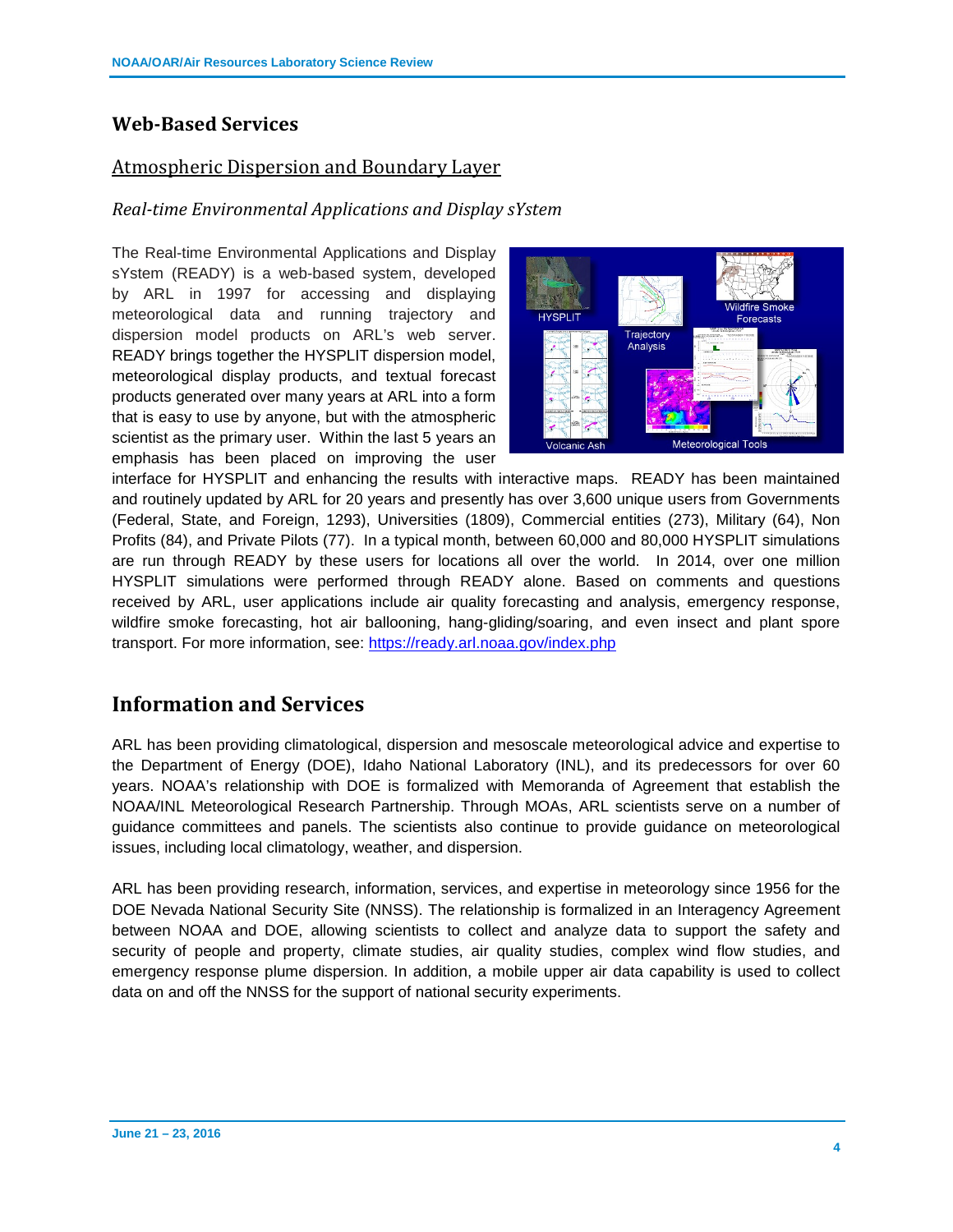# Web-Based Services

## Atmospheric Dispersion and Boundary Layer

### *Real-time Environmental Applications and Display sYstem*

The Real-time Environmental Applications and Display sYstem (READY) is a web-based system, developed by ARL in 1997 for accessing and displaying meteorological data and running trajectory and dispersion model products on ARL's web server. READY brings together the HYSPLIT dispersion model, meteorological display products, and textual forecast products generated over many years at ARL into a form that is easy to use by anyone, but with the atmospheric scientist as the primary user. Within the last 5 years an emphasis has been placed on improving the user interface for HYSPLIT and enhancing the results with interactive maps. READY has been maintained and routinely updated by ARL for 20 years and presently has over 3,600 unique users from Governments (Federal, State, and Foreign, 1293), Universities (1809), Commercial entities (273), Military (64), Non Profits (84), and Private Pilots (77). In a typical month, between 60,000 and 80,000 HYSPLIT simulations are run through READY by these users for locations all over the world. In 2014, over one million HYSPLIT simulations were performed through READY alone. Based on comments and questions received by ARL, user applications include air quality forecasting and analysis, emergency response, wildfire smoke forecasting, hot air ballooning, hang-gliding/soaring, and even insect and plant spore transport. For more information, see: https://ready.arl.noaa.gov/index.php

# Information and Services

ARL has been providing climatological, dispersion and mesoscale meteorological advice and expertise to the Department of Energy (DOE), Idaho National Laboratory (INL), and its predecessors for over 60 years. NOAA's relationship with DOE is formalized with Memoranda of Agreement that establish the NOAA/INL Meteorological Research Partnership. Through MOAs, ARL scientists serve on a number of guidance committees and panels. The scientists also continue to provide guidance on meteorological issues, including local climatology, weather, and dispersion.

ARL has been providing research, information, services, and expertise in meteorology since 1956 for the DOE Nevada National Security Site (NNSS). The relationship is formalized in an Interagency Agreement between NOAA and DOE, allowing scientists to collect and analyze data to support the safety and security of people and property, climate studies, air quality studies, complex wind flow studies, and emergency response plume dispersion. In addition, a mobile upper air data capability is used to collect data on and off the NNSS for the support of national security experiments.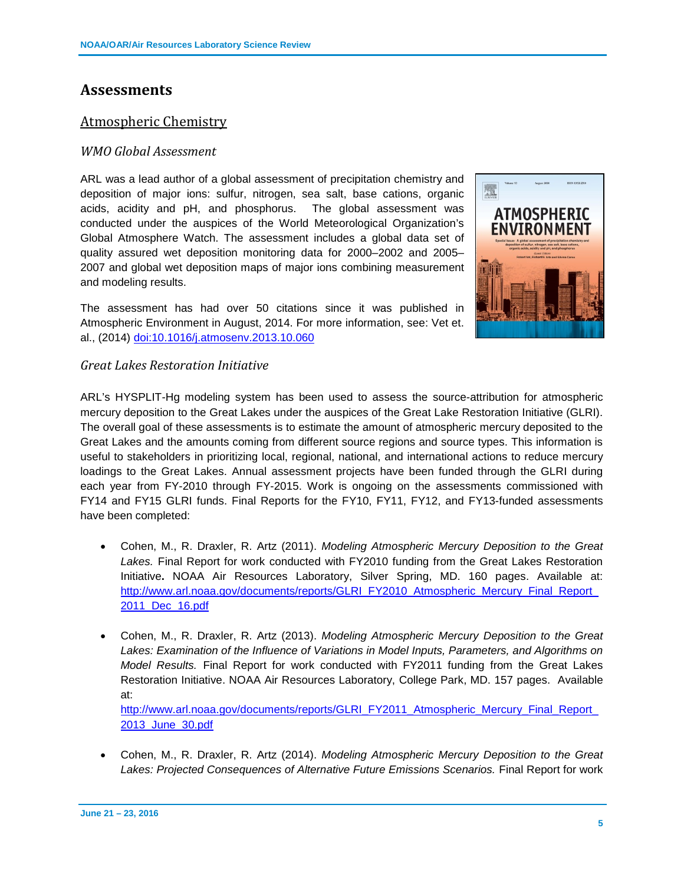# Assessments

## Atmospheric Chemistry

### *WMO Global Assessment*

ARL was a lead author of a global assessment of precipitation chemistry and deposition of major ions: sulfur, nitrogen, sea salt, base cations, organic acids, acidity and pH, and phosphorus. The global assessment was conducted under the auspices of the World Meteorological Organization's Global Atmosphere Watch. The assessment includes a global data set of quality assured wet deposition monitoring data for 2000–2002 and 2005–2007 and global wet deposition maps of major ions combining measurement and modeling results.

The assessment has had over 50 citations since it was published in Atmospheric Environment in August, 2014. For more information, see: Vet et. al., (2014) doi:10.1016/j.atmosenv.2013.10.060

### *Great Lakes Restoration Initiative*

ARL's HYSPLIT-Hg modeling system has been used to assess the source-attribution for atmospheric mercury deposition to the Great Lakes under the auspices of the Great Lake Restoration Initiative (GLRI). The overall goal of these assessments is to estimate the amount of atmospheric mercury deposited to the Great Lakes and the amounts coming from different source regions and source types. This information is useful to stakeholders in prioritizing local, regional, national, and international actions to reduce mercury loadings to the Great Lakes. Annual assessment projects have been funded through the GLRI during each year from FY-2010 through FY-2015. Work is ongoing on the assessments commissioned with FY14 and FY15 GLRI funds. Final Reports for the FY10, FY11, FY12, and FY13-funded assessments have been completed:

- Cohen, M., R. Draxler, R. Artz (2011). *Modeling Atmospheric Mercury Deposition to the Great Lakes.* Final Report for work conducted with FY2010 funding from the Great Lakes Restoration Initiative**.** NOAA Air Resources Laboratory, Silver Spring, MD. 160 pages. Available at: http://www.arl.noaa.gov/documents/reports/GLRI_FY2010_Atmospheric_Mercury_Final_Report_2011_Dec_16.pdf

- Cohen, M., R. Draxler, R. Artz (2013). *Modeling Atmospheric Mercury Deposition to the Great Lakes: Examination of the Influence of Variations in Model Inputs, Parameters, and Algorithms on Model Results.* Final Report for work conducted with FY2011 funding from the Great Lakes Restoration Initiative. NOAA Air Resources Laboratory, College Park, MD. 157 pages. Available at: http://www.arl.noaa.gov/documents/reports/GLRI_FY2011_Atmospheric_Mercury_Final_Report_2013_June_30.pdf

- Cohen, M., R. Draxler, R. Artz (2014). *Modeling Atmospheric Mercury Deposition to the Great Lakes: Projected Consequences of Alternative Future Emissions Scenarios.* Final Report for work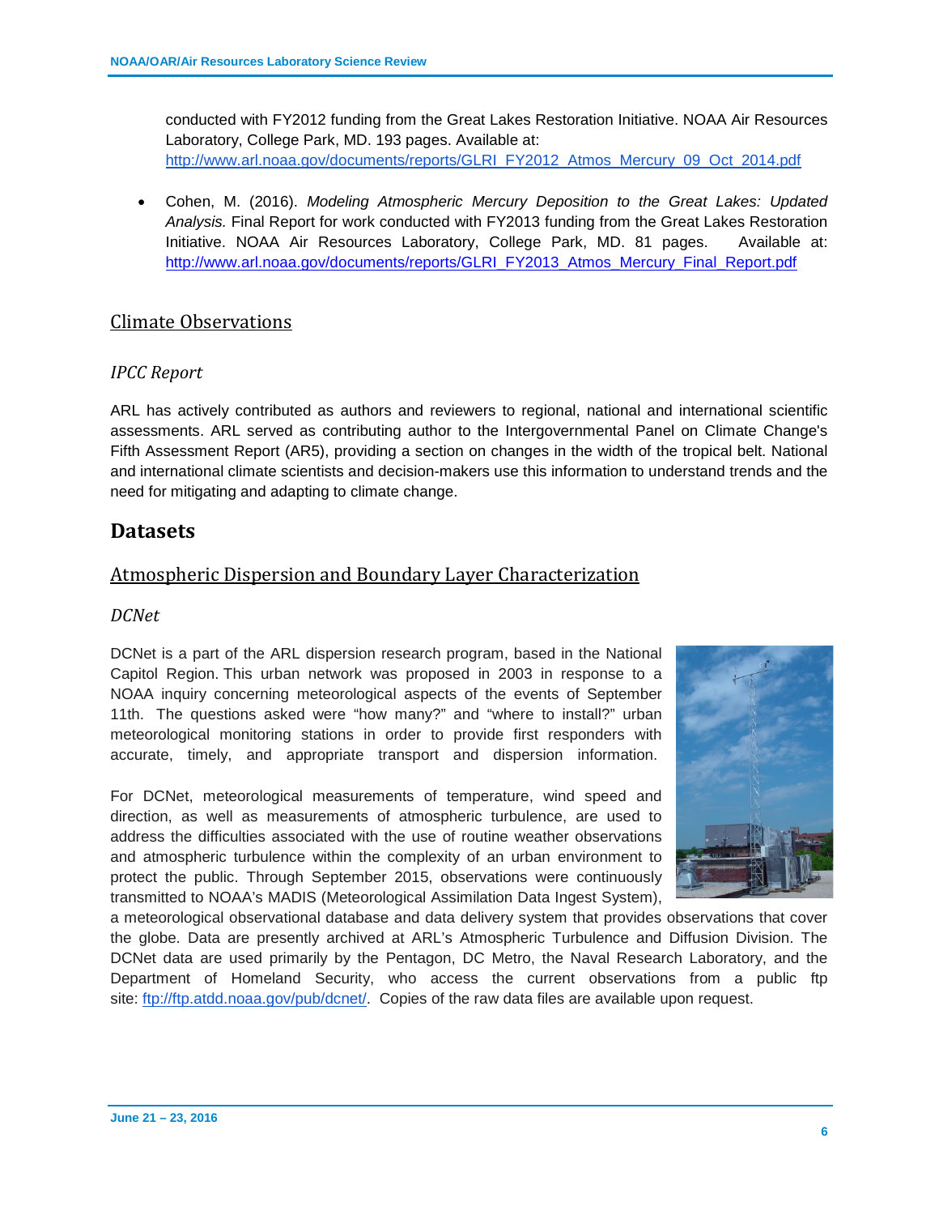conducted with FY2012 funding from the Great Lakes Restoration Initiative. NOAA Air Resources Laboratory, College Park, MD. 193 pages. Available at: http://www.arl.noaa.gov/documents/reports/GLRI_FY2012_Atmos_Mercury_09_Oct_2014.pdf

- Cohen, M. (2016). *Modeling Atmospheric Mercury Deposition to the Great Lakes: Updated Analysis.* Final Report for work conducted with FY2013 funding from the Great Lakes Restoration Initiative. NOAA Air Resources Laboratory, College Park, MD. 81 pages. Available at: http://www.arl.noaa.gov/documents/reports/GLRI_FY2013_Atmos_Mercury_Final_Report.pdf

## Climate Observations

### *IPCC Report*

ARL has actively contributed as authors and reviewers to regional, national and international scientific assessments. ARL served as contributing author to the Intergovernmental Panel on Climate Change's Fifth Assessment Report (AR5), providing a section on changes in the width of the tropical belt. National and international climate scientists and decision-makers use this information to understand trends and the need for mitigating and adapting to climate change.

# Datasets

## Atmospheric Dispersion and Boundary Layer Characterization

### *DCNet*

DCNet is a part of the ARL dispersion research program, based in the National Capitol Region. This urban network was proposed in 2003 in response to a NOAA inquiry concerning meteorological aspects of the events of September 11th. The questions asked were "how many?" and "where to install?" urban meteorological monitoring stations in order to provide first responders with accurate, timely, and appropriate transport and dispersion information.

For DCNet, meteorological measurements of temperature, wind speed and direction, as well as measurements of atmospheric turbulence, are used to address the difficulties associated with the use of routine weather observations and atmospheric turbulence within the complexity of an urban environment to protect the public. Through September 2015, observations were continuously transmitted to NOAA's MADIS (Meteorological Assimilation Data Ingest System), a meteorological observational database and data delivery system that provides observations that cover the globe. Data are presently archived at ARL's Atmospheric Turbulence and Diffusion Division. The DCNet data are used primarily by the Pentagon, DC Metro, the Naval Research Laboratory, and the Department of Homeland Security, who access the current observations from a public ftp site: ftp://ftp.atdd.noaa.gov/pub/dcnet/. Copies of the raw data files are available upon request.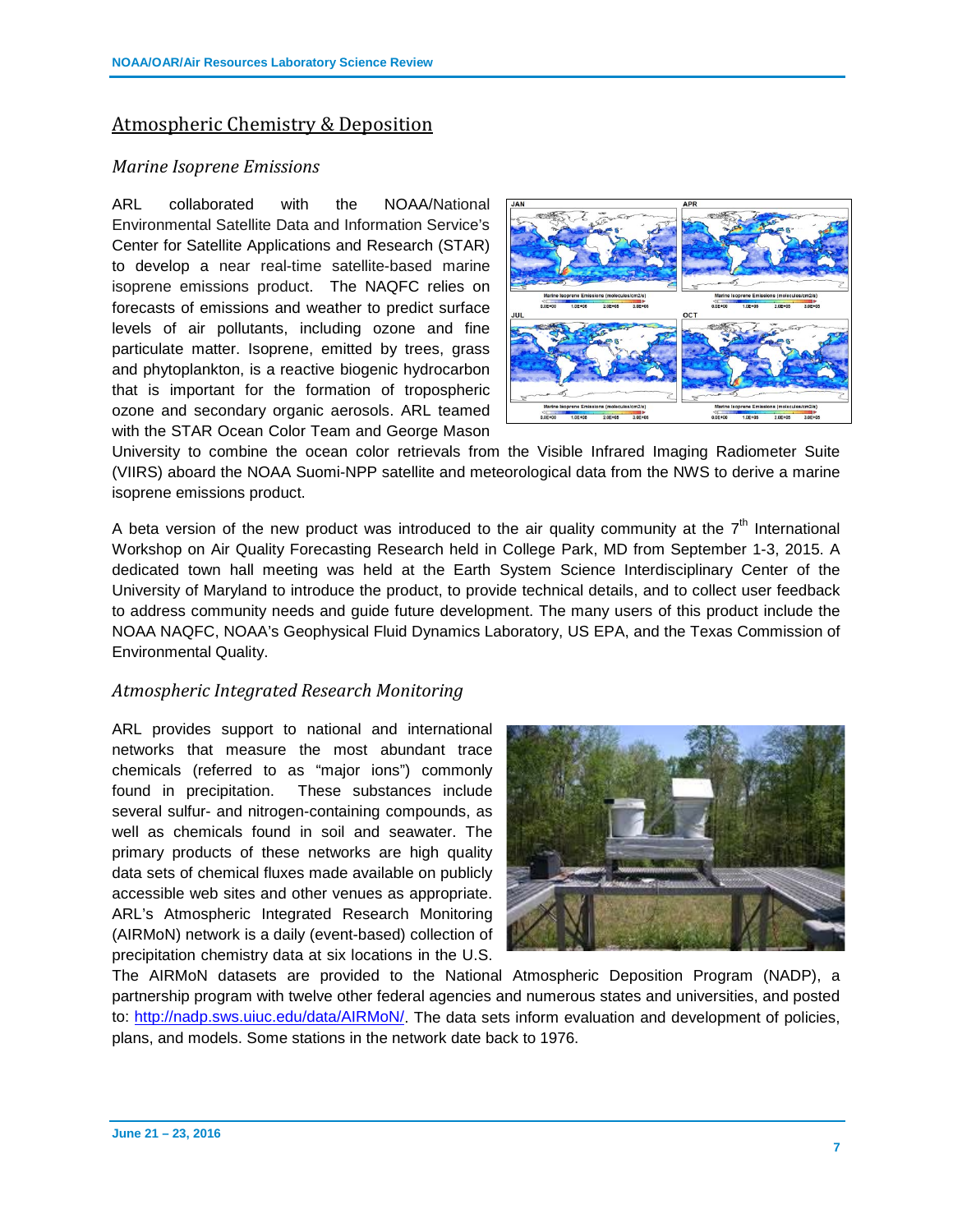## Atmospheric Chemistry & Deposition

### *Marine Isoprene Emissions*

ARL collaborated with the NOAA/National Environmental Satellite Data and Information Service's Center for Satellite Applications and Research (STAR) to develop a near real-time satellite-based marine isoprene emissions product. The NAQFC relies on forecasts of emissions and weather to predict surface levels of air pollutants, including ozone and fine particulate matter. Isoprene, emitted by trees, grass and phytoplankton, is a reactive biogenic hydrocarbon that is important for the formation of tropospheric ozone and secondary organic aerosols. ARL teamed with the STAR Ocean Color Team and George Mason University to combine the ocean color retrievals from the Visible Infrared Imaging Radiometer Suite (VIIRS) aboard the NOAA Suomi-NPP satellite and meteorological data from the NWS to derive a marine isoprene emissions product.

A beta version of the new product was introduced to the air quality community at the 7th International Workshop on Air Quality Forecasting Research held in College Park, MD from September 1-3, 2015. A dedicated town hall meeting was held at the Earth System Science Interdisciplinary Center of the University of Maryland to introduce the product, to provide technical details, and to collect user feedback to address community needs and guide future development. The many users of this product include the NOAA NAQFC, NOAA's Geophysical Fluid Dynamics Laboratory, US EPA, and the Texas Commission of Environmental Quality.

### *Atmospheric Integrated Research Monitoring*

ARL provides support to national and international networks that measure the most abundant trace chemicals (referred to as "major ions") commonly found in precipitation. These substances include several sulfur- and nitrogen-containing compounds, as well as chemicals found in soil and seawater. The primary products of these networks are high quality data sets of chemical fluxes made available on publicly accessible web sites and other venues as appropriate. ARL's Atmospheric Integrated Research Monitoring (AIRMoN) network is a daily (event-based) collection of precipitation chemistry data at six locations in the U.S. The AIRMoN datasets are provided to the National Atmospheric Deposition Program (NADP), a partnership program with twelve other federal agencies and numerous states and universities, and posted to: http://nadp.sws.uiuc.edu/data/AIRMoN/. The data sets inform evaluation and development of policies, plans, and models. Some stations in the network date back to 1976.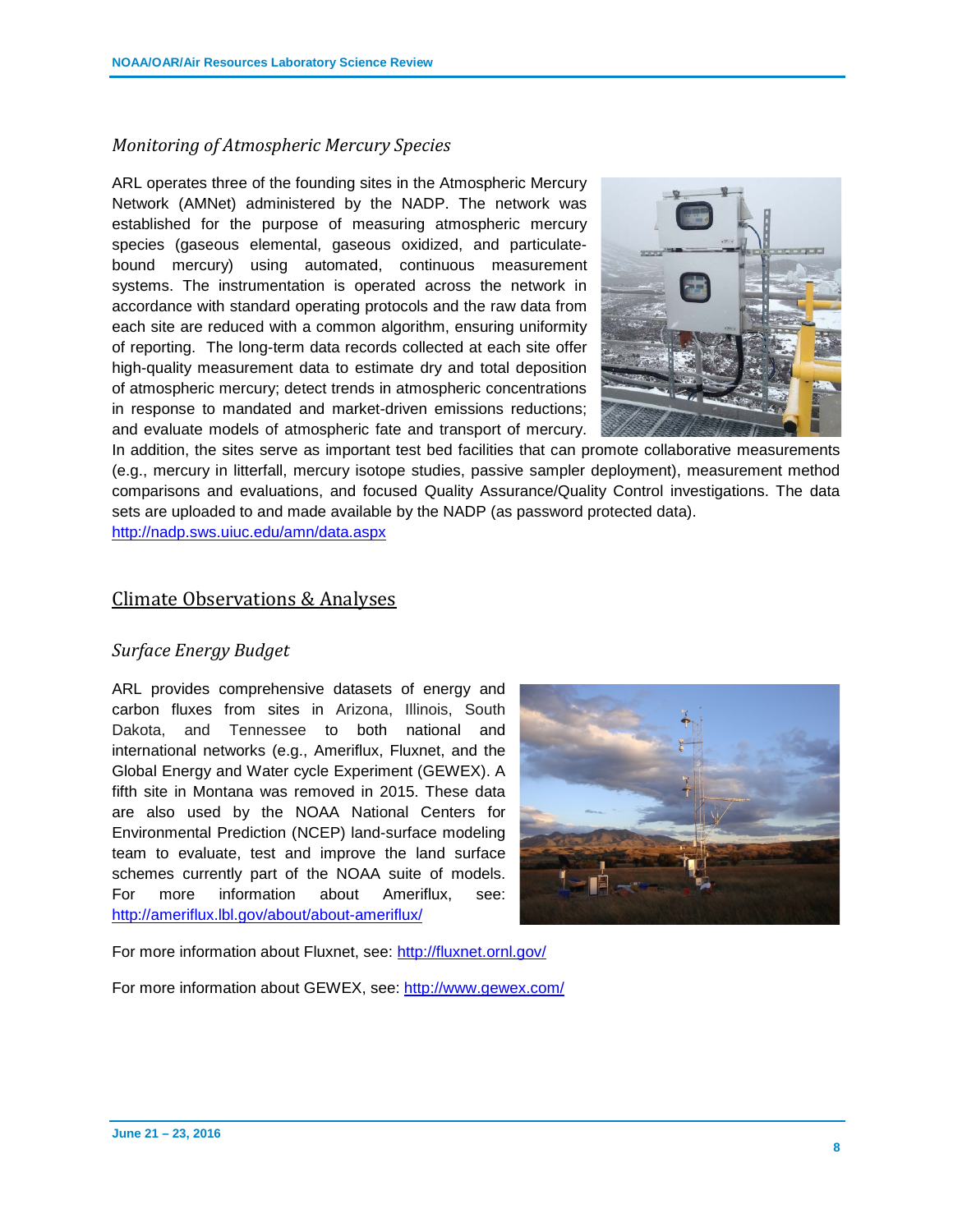### *Monitoring of Atmospheric Mercury Species*

ARL operates three of the founding sites in the Atmospheric Mercury Network (AMNet) administered by the NADP. The network was established for the purpose of measuring atmospheric mercury species (gaseous elemental, gaseous oxidized, and particulate-bound mercury) using automated, continuous measurement systems. The instrumentation is operated across the network in accordance with standard operating protocols and the raw data from each site are reduced with a common algorithm, ensuring uniformity of reporting. The long-term data records collected at each site offer high-quality measurement data to estimate dry and total deposition of atmospheric mercury; detect trends in atmospheric concentrations in response to mandated and market-driven emissions reductions; and evaluate models of atmospheric fate and transport of mercury. In addition, the sites serve as important test bed facilities that can promote collaborative measurements (e.g., mercury in litterfall, mercury isotope studies, passive sampler deployment), measurement method comparisons and evaluations, and focused Quality Assurance/Quality Control investigations. The data sets are uploaded to and made available by the NADP (as password protected data). http://nadp.sws.uiuc.edu/amn/data.aspx

## Climate Observations & Analyses

### *Surface Energy Budget*

ARL provides comprehensive datasets of energy and carbon fluxes from sites in Arizona, Illinois, South Dakota, and Tennessee to both national and international networks (e.g., Ameriflux, Fluxnet, and the Global Energy and Water cycle Experiment (GEWEX). A fifth site in Montana was removed in 2015. These data are also used by the NOAA National Centers for Environmental Prediction (NCEP) land-surface modeling team to evaluate, test and improve the land surface schemes currently part of the NOAA suite of models. For more information about Ameriflux, see: http://ameriflux.lbl.gov/about/about-ameriflux/

For more information about Fluxnet, see: http://fluxnet.ornl.gov/

For more information about GEWEX, see: http://www.gewex.com/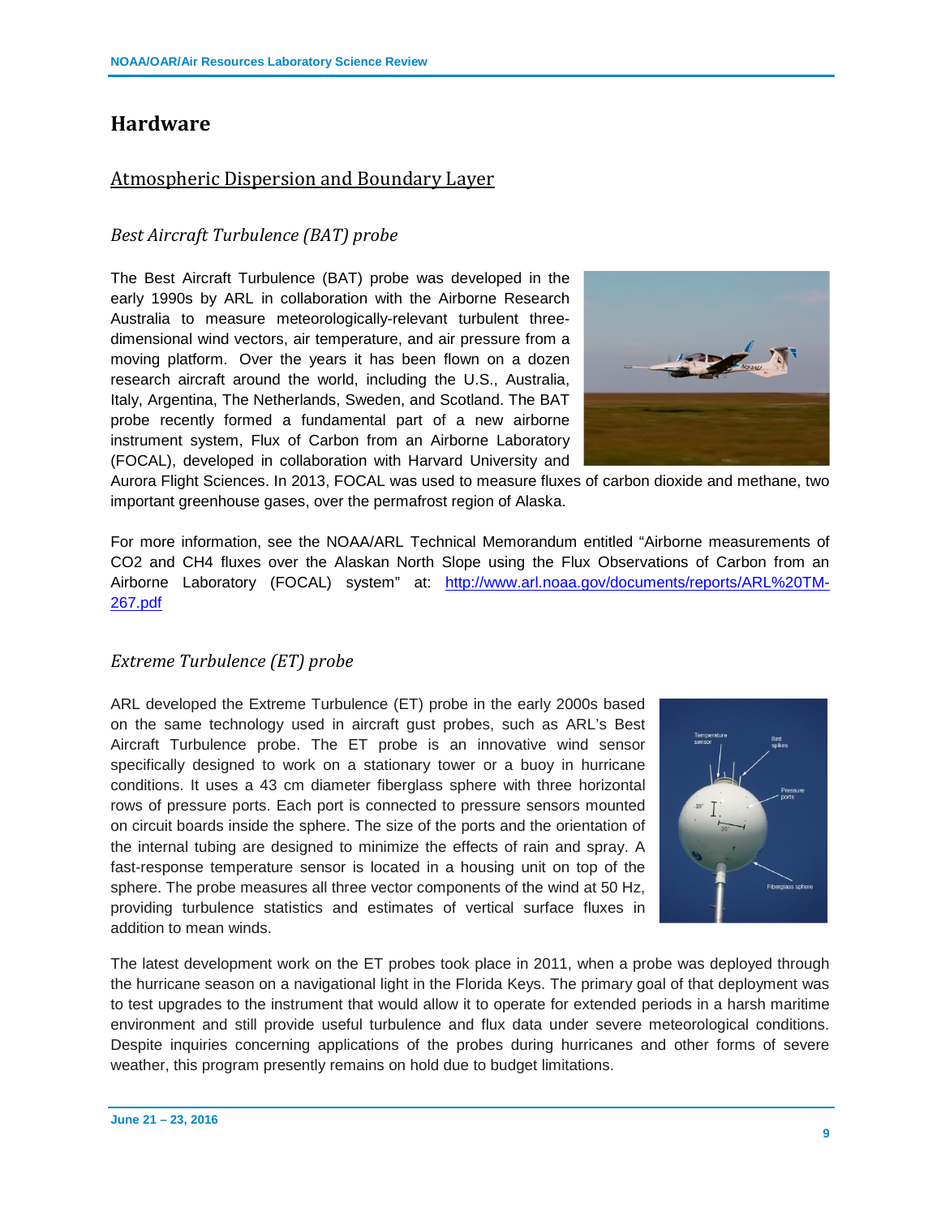# Hardware

## Atmospheric Dispersion and Boundary Layer

### *Best Aircraft Turbulence (BAT) probe*

The Best Aircraft Turbulence (BAT) probe was developed in the early 1990s by ARL in collaboration with the Airborne Research Australia to measure meteorologically-relevant turbulent three-dimensional wind vectors, air temperature, and air pressure from a moving platform. Over the years it has been flown on a dozen research aircraft around the world, including the U.S., Australia, Italy, Argentina, The Netherlands, Sweden, and Scotland. The BAT probe recently formed a fundamental part of a new airborne instrument system, Flux of Carbon from an Airborne Laboratory (FOCAL), developed in collaboration with Harvard University and Aurora Flight Sciences. In 2013, FOCAL was used to measure fluxes of carbon dioxide and methane, two important greenhouse gases, over the permafrost region of Alaska.

For more information, see the NOAA/ARL Technical Memorandum entitled "Airborne measurements of CO2 and CH4 fluxes over the Alaskan North Slope using the Flux Observations of Carbon from an Airborne Laboratory (FOCAL) system" at: http://www.arl.noaa.gov/documents/reports/ARL%20TM-267.pdf

### *Extreme Turbulence (ET) probe*

ARL developed the Extreme Turbulence (ET) probe in the early 2000s based on the same technology used in aircraft gust probes, such as ARL's Best Aircraft Turbulence probe. The ET probe is an innovative wind sensor specifically designed to work on a stationary tower or a buoy in hurricane conditions. It uses a 43 cm diameter fiberglass sphere with three horizontal rows of pressure ports. Each port is connected to pressure sensors mounted on circuit boards inside the sphere. The size of the ports and the orientation of the internal tubing are designed to minimize the effects of rain and spray. A fast-response temperature sensor is located in a housing unit on top of the sphere. The probe measures all three vector components of the wind at 50 Hz, providing turbulence statistics and estimates of vertical surface fluxes in addition to mean winds.

The latest development work on the ET probes took place in 2011, when a probe was deployed through the hurricane season on a navigational light in the Florida Keys. The primary goal of that deployment was to test upgrades to the instrument that would allow it to operate for extended periods in a harsh maritime environment and still provide useful turbulence and flux data under severe meteorological conditions. Despite inquiries concerning applications of the probes during hurricanes and other forms of severe weather, this program presently remains on hold due to budget limitations.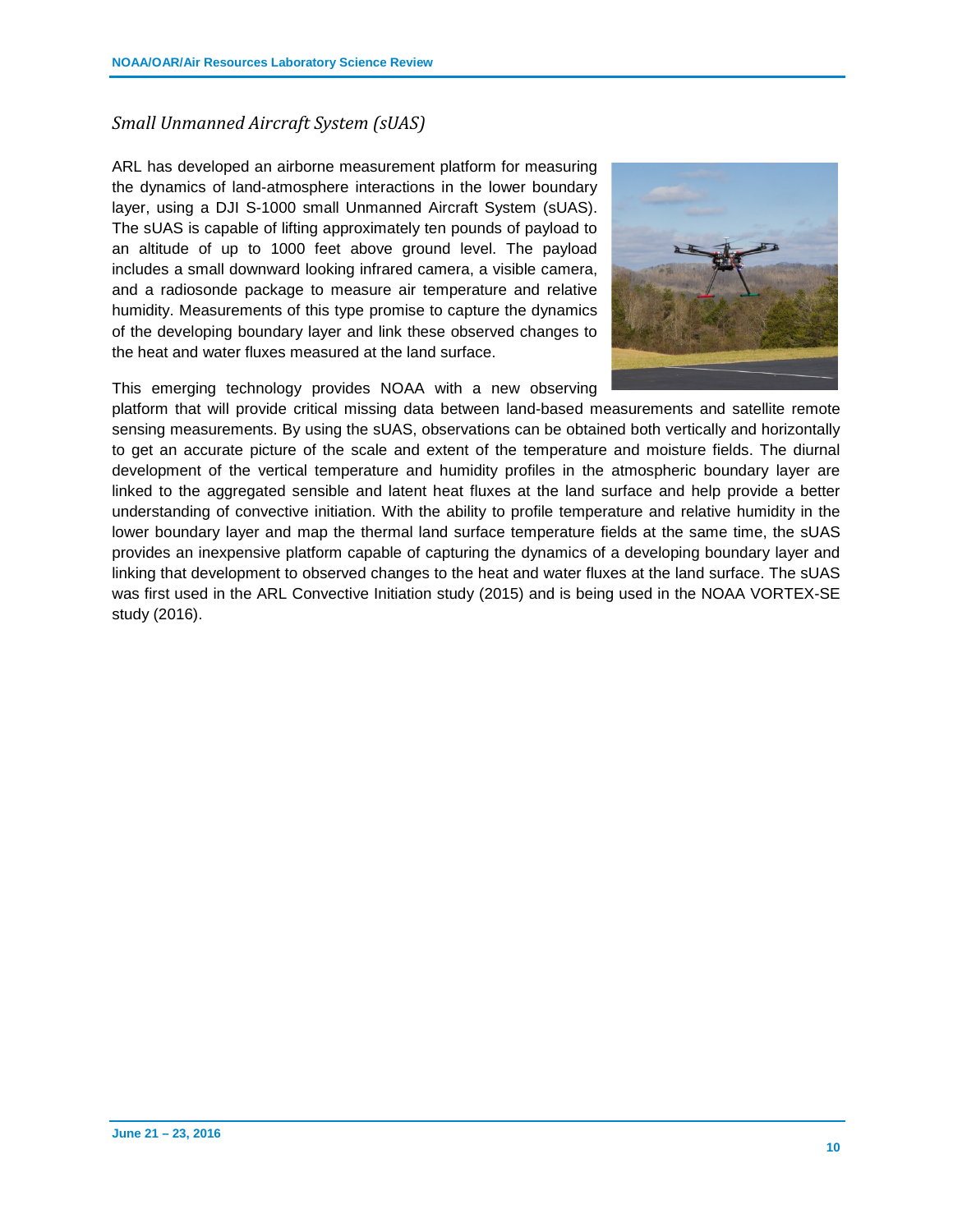### *Small Unmanned Aircraft System (sUAS)*

ARL has developed an airborne measurement platform for measuring the dynamics of land-atmosphere interactions in the lower boundary layer, using a DJI S-1000 small Unmanned Aircraft System (sUAS). The sUAS is capable of lifting approximately ten pounds of payload to an altitude of up to 1000 feet above ground level. The payload includes a small downward looking infrared camera, a visible camera, and a radiosonde package to measure air temperature and relative humidity. Measurements of this type promise to capture the dynamics of the developing boundary layer and link these observed changes to the heat and water fluxes measured at the land surface.

This emerging technology provides NOAA with a new observing platform that will provide critical missing data between land-based measurements and satellite remote sensing measurements. By using the sUAS, observations can be obtained both vertically and horizontally to get an accurate picture of the scale and extent of the temperature and moisture fields. The diurnal development of the vertical temperature and humidity profiles in the atmospheric boundary layer are linked to the aggregated sensible and latent heat fluxes at the land surface and help provide a better understanding of convective initiation. With the ability to profile temperature and relative humidity in the lower boundary layer and map the thermal land surface temperature fields at the same time, the sUAS provides an inexpensive platform capable of capturing the dynamics of a developing boundary layer and linking that development to observed changes to the heat and water fluxes at the land surface. The sUAS was first used in the ARL Convective Initiation study (2015) and is being used in the NOAA VORTEX-SE study (2016).